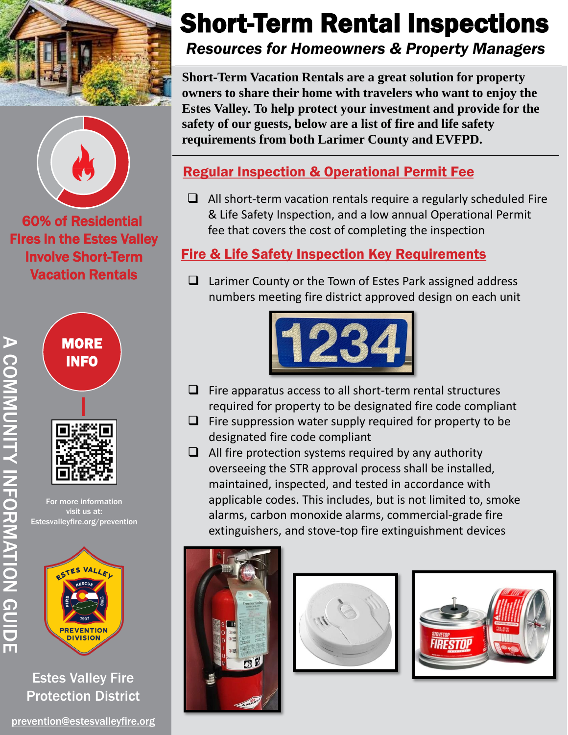# Short-Term Rental Inspections

***Resources for Homeowners & Property Managers***

**Short-Term Vacation Rentals are a great solution for property owners to share their home with travelers who want to enjoy the Estes Valley. To help protect your investment and provide for the safety of our guests, below are a list of fire and life safety requirements from both Larimer County and EVFPD.**

## Regular Inspection & Operational Permit Fee

- ☐ All short-term vacation rentals require a regularly scheduled Fire & Life Safety Inspection, and a low annual Operational Permit fee that covers the cost of completing the inspection

## Fire & Life Safety Inspection Key Requirements

- ☐ Larimer County or the Town of Estes Park assigned address numbers meeting fire district approved design on each unit
- ☐ Fire apparatus access to all short-term rental structures required for property to be designated fire code compliant
- ☐ Fire suppression water supply required for property to be designated fire code compliant
- ☐ All fire protection systems required by any authority overseeing the STR approval process shall be installed, maintained, inspected, and tested in accordance with applicable codes. This includes, but is not limited to, smoke alarms, carbon monoxide alarms, commercial-grade fire extinguishers, and stove-top fire extinguishment devices

**60% of Residential Fires in the Estes Valley Involve Short-Term Vacation Rentals**

**MORE INFO**

For more information visit us at: Estesvalleyfire.org/prevention

A COMMUNITY INFORMATION GUIDE

Estes Valley Fire Protection District

prevention@estesvalleyfire.org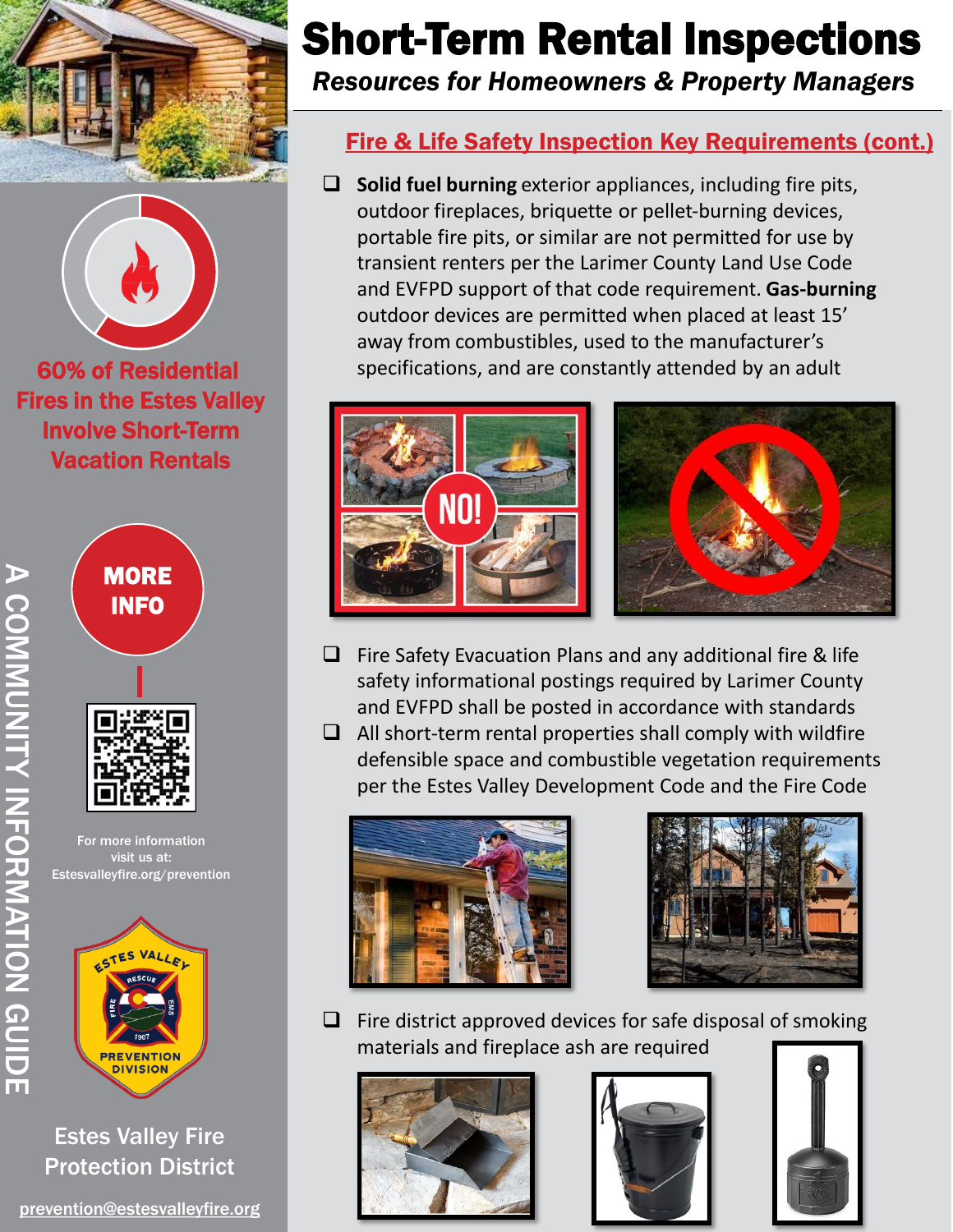# Short-Term Rental Inspections

***Resources for Homeowners & Property Managers***

## Fire & Life Safety Inspection Key Requirements (cont.)

- ❑ **Solid fuel burning** exterior appliances, including fire pits, outdoor fireplaces, briquette or pellet-burning devices, portable fire pits, or similar are not permitted for use by transient renters per the Larimer County Land Use Code and EVFPD support of that code requirement. **Gas-burning** outdoor devices are permitted when placed at least 15' away from combustibles, used to the manufacturer's specifications, and are constantly attended by an adult

NO!

- ❑ Fire Safety Evacuation Plans and any additional fire & life safety informational postings required by Larimer County and EVFPD shall be posted in accordance with standards
- ❑ All short-term rental properties shall comply with wildfire defensible space and combustible vegetation requirements per the Estes Valley Development Code and the Fire Code

- ❑ Fire district approved devices for safe disposal of smoking materials and fireplace ash are required

60% of Residential Fires in the Estes Valley Involve Short-Term Vacation Rentals

MORE INFO

For more information visit us at: Estesvalleyfire.org/prevention

A COMMUNITY INFORMATION GUIDE

ESTES VALLEY RESCUE FIRE EMS 1907 PREVENTION DIVISION

Estes Valley Fire Protection District

prevention@estesvalleyfire.org